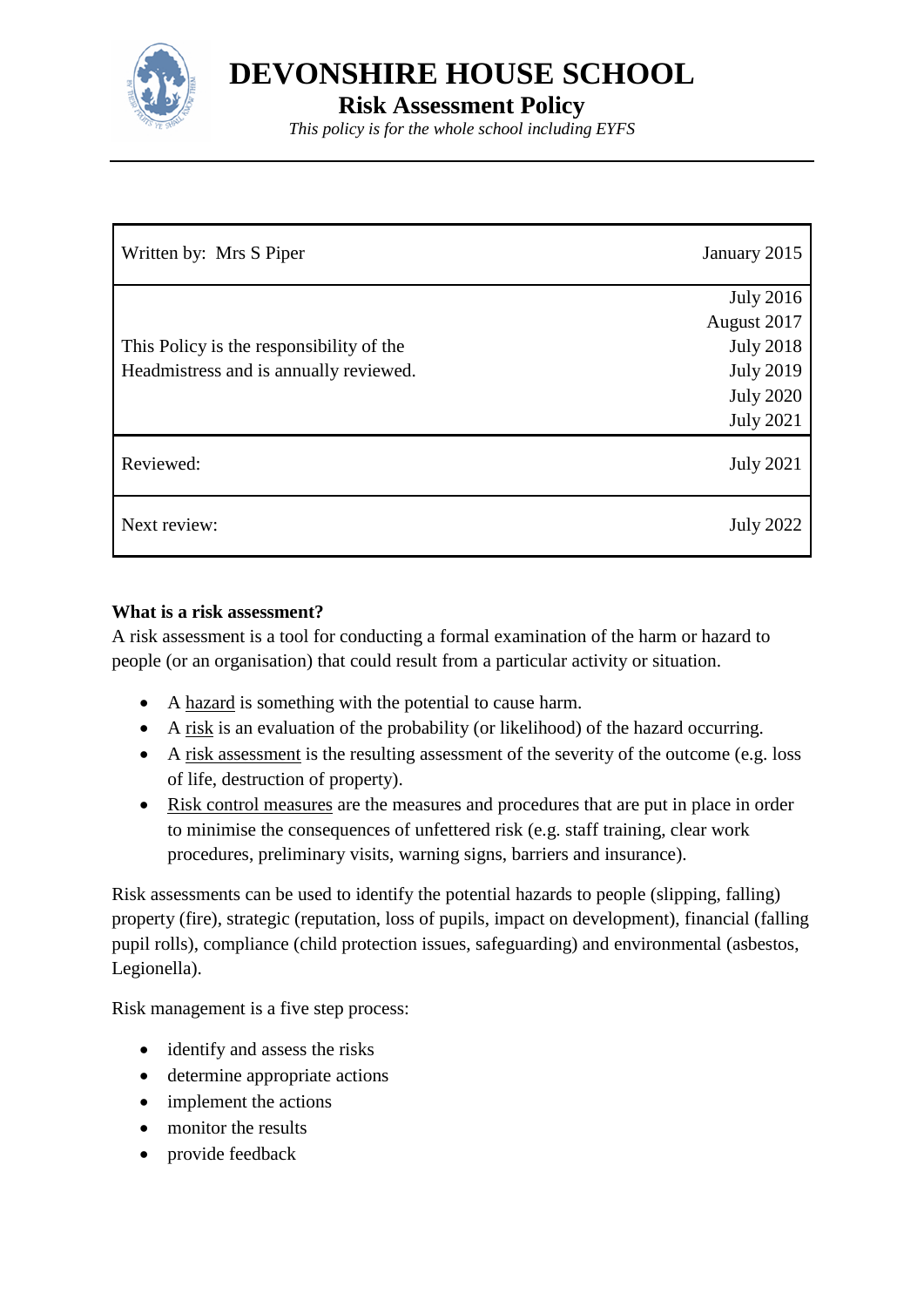# DEVONSHIRE HOUSE SCHOOL

## Risk Assessment Policy

*This policy is for the whole school including EYFS*

| Written by: Mrs S Piper | January 2015 |
|---|---|
| This Policy is the responsibility of the Headmistress and is annually reviewed. | July 2016<br>August 2017<br>July 2018<br>July 2019<br>July 2020<br>July 2021 |
| Reviewed: | July 2021 |
| Next review: | July 2022 |

**What is a risk assessment?**

A risk assessment is a tool for conducting a formal examination of the harm or hazard to people (or an organisation) that could result from a particular activity or situation.

- A <u>hazard</u> is something with the potential to cause harm.
- A <u>risk</u> is an evaluation of the probability (or likelihood) of the hazard occurring.
- A <u>risk assessment</u> is the resulting assessment of the severity of the outcome (e.g. loss of life, destruction of property).
- <u>Risk control measures</u> are the measures and procedures that are put in place in order to minimise the consequences of unfettered risk (e.g. staff training, clear work procedures, preliminary visits, warning signs, barriers and insurance).

Risk assessments can be used to identify the potential hazards to people (slipping, falling) property (fire), strategic (reputation, loss of pupils, impact on development), financial (falling pupil rolls), compliance (child protection issues, safeguarding) and environmental (asbestos, Legionella).

Risk management is a five step process:

- identify and assess the risks
- determine appropriate actions
- implement the actions
- monitor the results
- provide feedback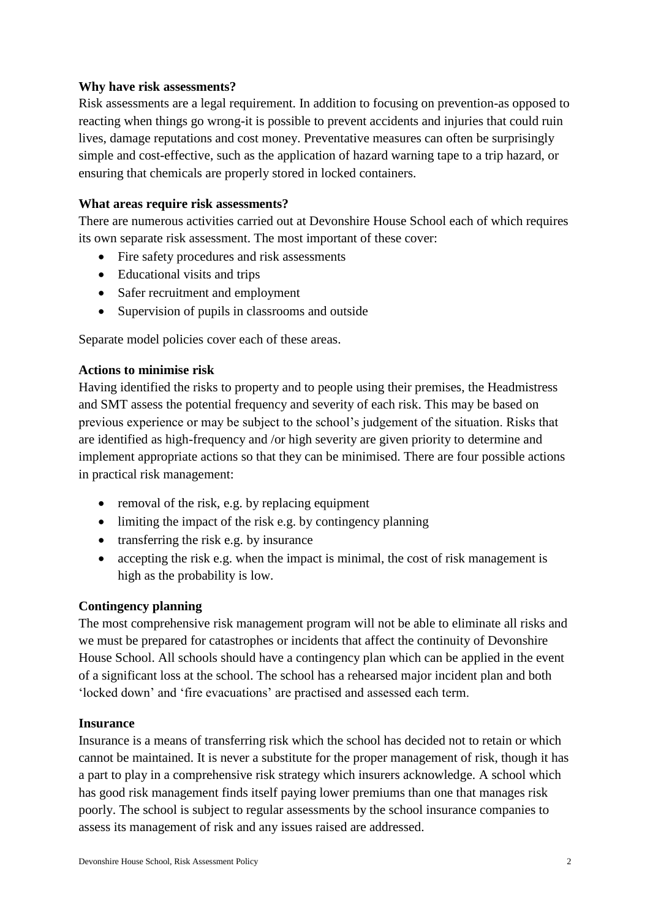**Why have risk assessments?**

Risk assessments are a legal requirement. In addition to focusing on prevention-as opposed to reacting when things go wrong-it is possible to prevent accidents and injuries that could ruin lives, damage reputations and cost money. Preventative measures can often be surprisingly simple and cost-effective, such as the application of hazard warning tape to a trip hazard, or ensuring that chemicals are properly stored in locked containers.

**What areas require risk assessments?**

There are numerous activities carried out at Devonshire House School each of which requires its own separate risk assessment. The most important of these cover:

- Fire safety procedures and risk assessments
- Educational visits and trips
- Safer recruitment and employment
- Supervision of pupils in classrooms and outside

Separate model policies cover each of these areas.

**Actions to minimise risk**

Having identified the risks to property and to people using their premises, the Headmistress and SMT assess the potential frequency and severity of each risk. This may be based on previous experience or may be subject to the school's judgement of the situation. Risks that are identified as high-frequency and /or high severity are given priority to determine and implement appropriate actions so that they can be minimised. There are four possible actions in practical risk management:

- removal of the risk, e.g. by replacing equipment
- limiting the impact of the risk e.g. by contingency planning
- transferring the risk e.g. by insurance
- accepting the risk e.g. when the impact is minimal, the cost of risk management is high as the probability is low.

**Contingency planning**

The most comprehensive risk management program will not be able to eliminate all risks and we must be prepared for catastrophes or incidents that affect the continuity of Devonshire House School. All schools should have a contingency plan which can be applied in the event of a significant loss at the school. The school has a rehearsed major incident plan and both 'locked down' and 'fire evacuations' are practised and assessed each term.

**Insurance**

Insurance is a means of transferring risk which the school has decided not to retain or which cannot be maintained. It is never a substitute for the proper management of risk, though it has a part to play in a comprehensive risk strategy which insurers acknowledge. A school which has good risk management finds itself paying lower premiums than one that manages risk poorly. The school is subject to regular assessments by the school insurance companies to assess its management of risk and any issues raised are addressed.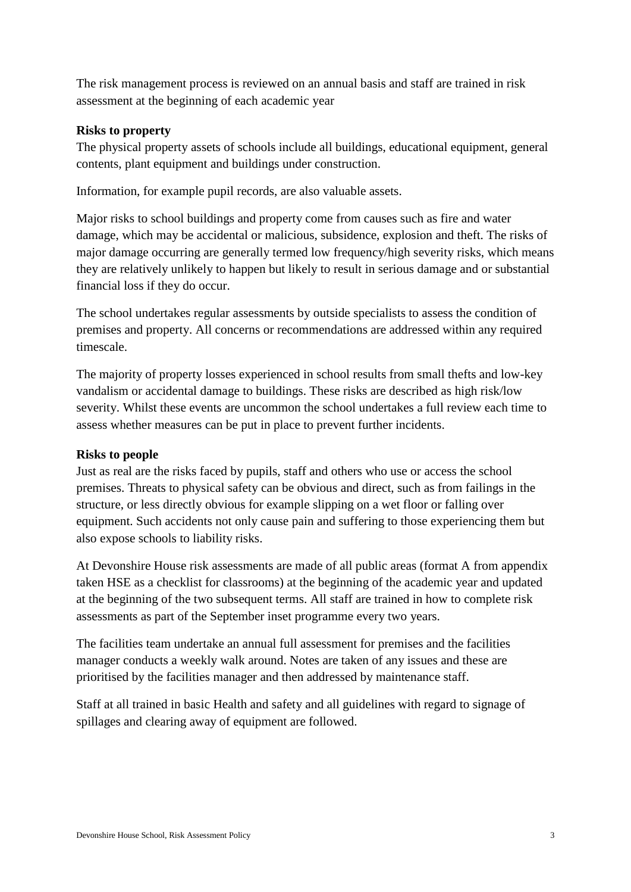The risk management process is reviewed on an annual basis and staff are trained in risk assessment at the beginning of each academic year

**Risks to property**

The physical property assets of schools include all buildings, educational equipment, general contents, plant equipment and buildings under construction.

Information, for example pupil records, are also valuable assets.

Major risks to school buildings and property come from causes such as fire and water damage, which may be accidental or malicious, subsidence, explosion and theft. The risks of major damage occurring are generally termed low frequency/high severity risks, which means they are relatively unlikely to happen but likely to result in serious damage and or substantial financial loss if they do occur.

The school undertakes regular assessments by outside specialists to assess the condition of premises and property. All concerns or recommendations are addressed within any required timescale.

The majority of property losses experienced in school results from small thefts and low-key vandalism or accidental damage to buildings. These risks are described as high risk/low severity. Whilst these events are uncommon the school undertakes a full review each time to assess whether measures can be put in place to prevent further incidents.

**Risks to people**

Just as real are the risks faced by pupils, staff and others who use or access the school premises. Threats to physical safety can be obvious and direct, such as from failings in the structure, or less directly obvious for example slipping on a wet floor or falling over equipment. Such accidents not only cause pain and suffering to those experiencing them but also expose schools to liability risks.

At Devonshire House risk assessments are made of all public areas (format A from appendix taken HSE as a checklist for classrooms) at the beginning of the academic year and updated at the beginning of the two subsequent terms. All staff are trained in how to complete risk assessments as part of the September inset programme every two years.

The facilities team undertake an annual full assessment for premises and the facilities manager conducts a weekly walk around. Notes are taken of any issues and these are prioritised by the facilities manager and then addressed by maintenance staff.

Staff at all trained in basic Health and safety and all guidelines with regard to signage of spillages and clearing away of equipment are followed.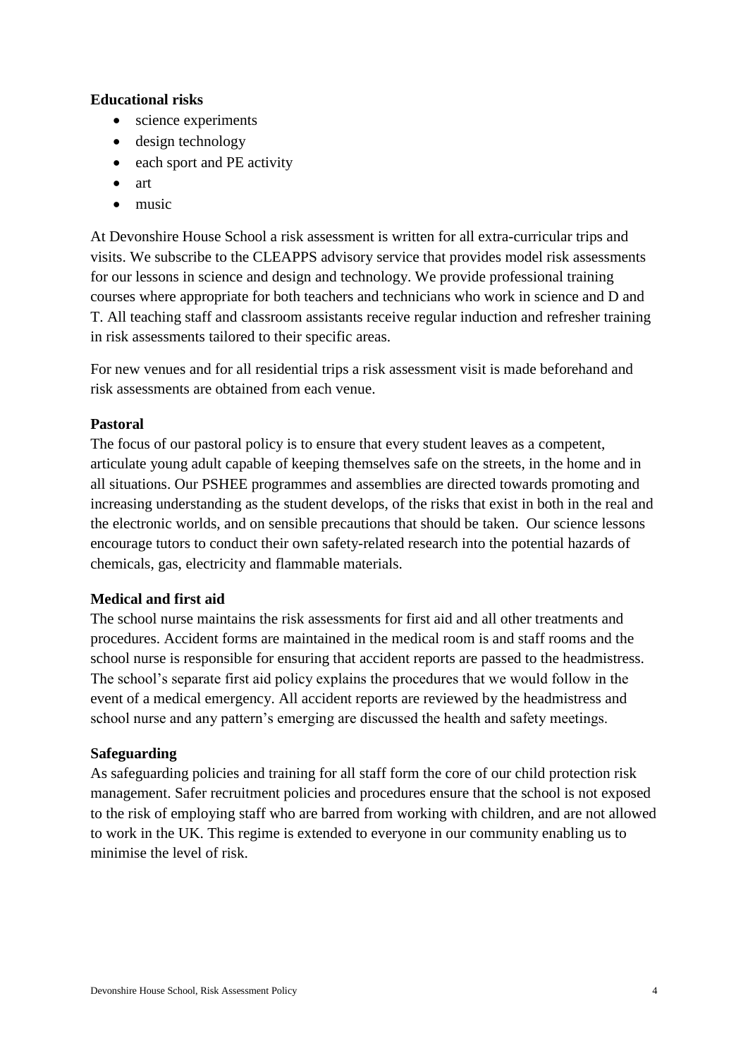**Educational risks**

- science experiments
- design technology
- each sport and PE activity
- art
- music

At Devonshire House School a risk assessment is written for all extra-curricular trips and visits. We subscribe to the CLEAPPS advisory service that provides model risk assessments for our lessons in science and design and technology. We provide professional training courses where appropriate for both teachers and technicians who work in science and D and T. All teaching staff and classroom assistants receive regular induction and refresher training in risk assessments tailored to their specific areas.

For new venues and for all residential trips a risk assessment visit is made beforehand and risk assessments are obtained from each venue.

**Pastoral**

The focus of our pastoral policy is to ensure that every student leaves as a competent, articulate young adult capable of keeping themselves safe on the streets, in the home and in all situations. Our PSHEE programmes and assemblies are directed towards promoting and increasing understanding as the student develops, of the risks that exist in both in the real and the electronic worlds, and on sensible precautions that should be taken. Our science lessons encourage tutors to conduct their own safety-related research into the potential hazards of chemicals, gas, electricity and flammable materials.

**Medical and first aid**

The school nurse maintains the risk assessments for first aid and all other treatments and procedures. Accident forms are maintained in the medical room is and staff rooms and the school nurse is responsible for ensuring that accident reports are passed to the headmistress. The school's separate first aid policy explains the procedures that we would follow in the event of a medical emergency. All accident reports are reviewed by the headmistress and school nurse and any pattern's emerging are discussed the health and safety meetings.

**Safeguarding**

As safeguarding policies and training for all staff form the core of our child protection risk management. Safer recruitment policies and procedures ensure that the school is not exposed to the risk of employing staff who are barred from working with children, and are not allowed to work in the UK. This regime is extended to everyone in our community enabling us to minimise the level of risk.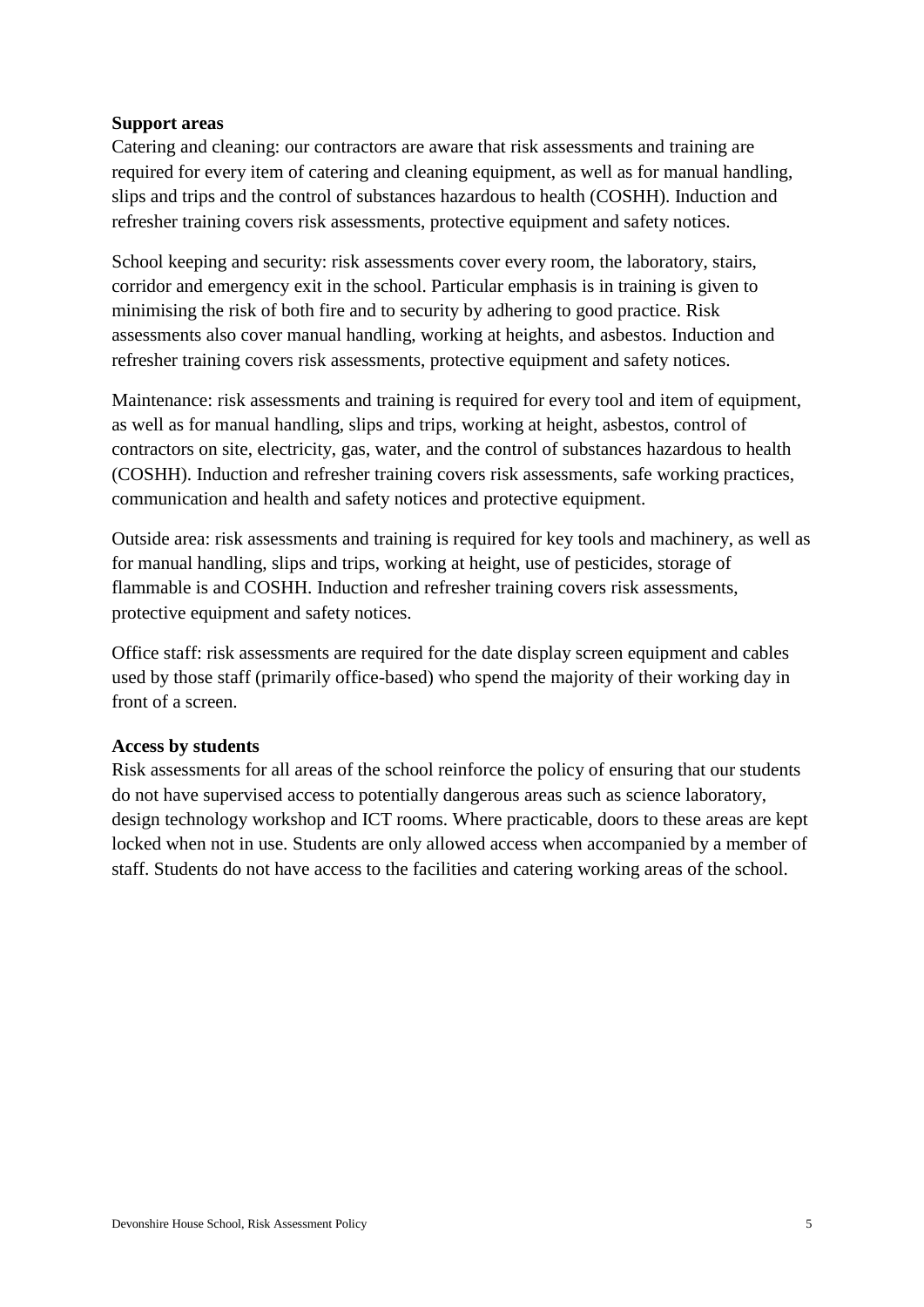**Support areas**

Catering and cleaning: our contractors are aware that risk assessments and training are required for every item of catering and cleaning equipment, as well as for manual handling, slips and trips and the control of substances hazardous to health (COSHH). Induction and refresher training covers risk assessments, protective equipment and safety notices.

School keeping and security: risk assessments cover every room, the laboratory, stairs, corridor and emergency exit in the school. Particular emphasis is in training is given to minimising the risk of both fire and to security by adhering to good practice. Risk assessments also cover manual handling, working at heights, and asbestos. Induction and refresher training covers risk assessments, protective equipment and safety notices.

Maintenance: risk assessments and training is required for every tool and item of equipment, as well as for manual handling, slips and trips, working at height, asbestos, control of contractors on site, electricity, gas, water, and the control of substances hazardous to health (COSHH). Induction and refresher training covers risk assessments, safe working practices, communication and health and safety notices and protective equipment.

Outside area: risk assessments and training is required for key tools and machinery, as well as for manual handling, slips and trips, working at height, use of pesticides, storage of flammable is and COSHH. Induction and refresher training covers risk assessments, protective equipment and safety notices.

Office staff: risk assessments are required for the date display screen equipment and cables used by those staff (primarily office-based) who spend the majority of their working day in front of a screen.

**Access by students**

Risk assessments for all areas of the school reinforce the policy of ensuring that our students do not have supervised access to potentially dangerous areas such as science laboratory, design technology workshop and ICT rooms. Where practicable, doors to these areas are kept locked when not in use. Students are only allowed access when accompanied by a member of staff. Students do not have access to the facilities and catering working areas of the school.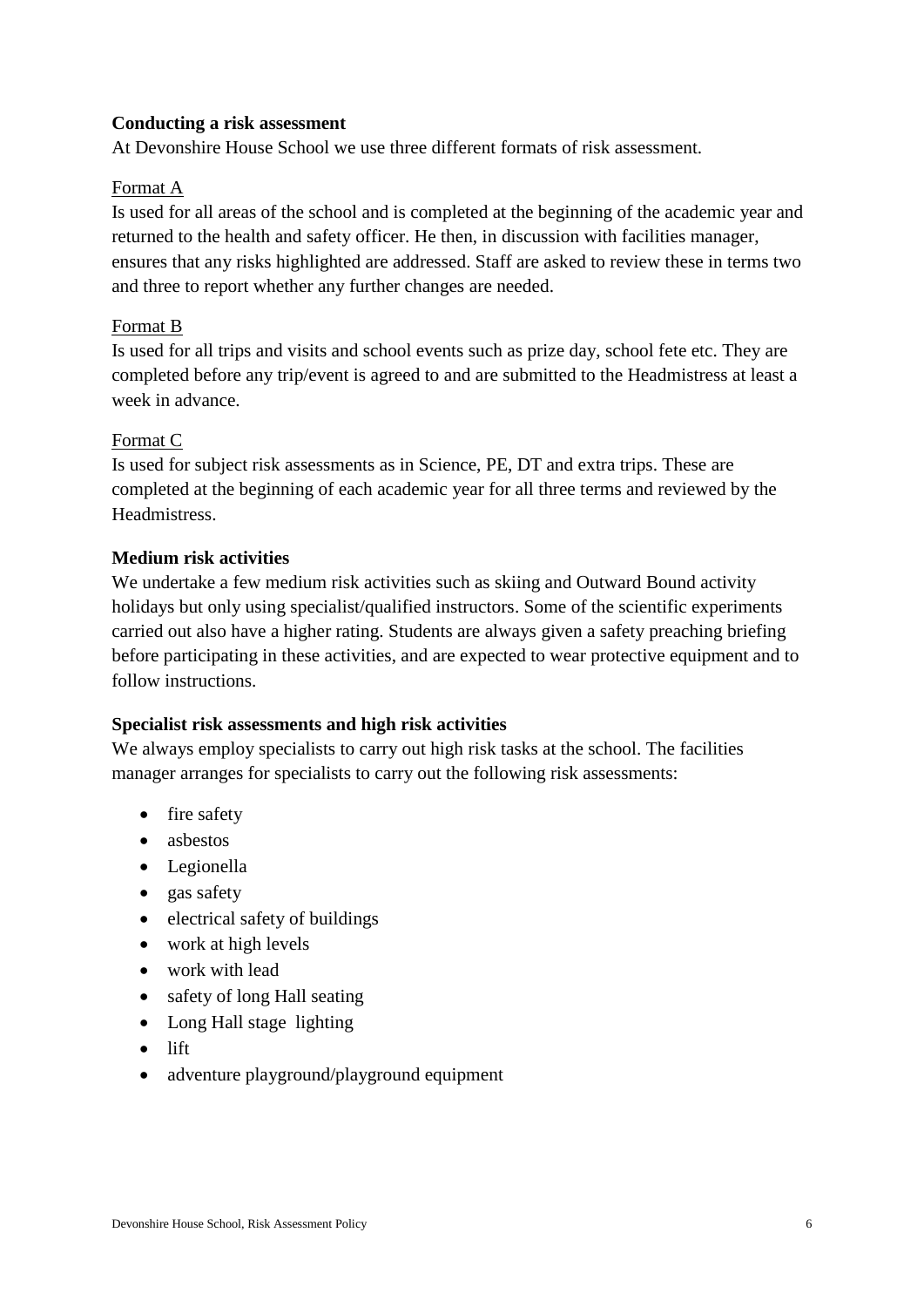**Conducting a risk assessment**

At Devonshire House School we use three different formats of risk assessment.

Format A

Is used for all areas of the school and is completed at the beginning of the academic year and returned to the health and safety officer. He then, in discussion with facilities manager, ensures that any risks highlighted are addressed. Staff are asked to review these in terms two and three to report whether any further changes are needed.

Format B

Is used for all trips and visits and school events such as prize day, school fete etc. They are completed before any trip/event is agreed to and are submitted to the Headmistress at least a week in advance.

Format C

Is used for subject risk assessments as in Science, PE, DT and extra trips. These are completed at the beginning of each academic year for all three terms and reviewed by the Headmistress.

**Medium risk activities**

We undertake a few medium risk activities such as skiing and Outward Bound activity holidays but only using specialist/qualified instructors. Some of the scientific experiments carried out also have a higher rating. Students are always given a safety preaching briefing before participating in these activities, and are expected to wear protective equipment and to follow instructions.

**Specialist risk assessments and high risk activities**

We always employ specialists to carry out high risk tasks at the school. The facilities manager arranges for specialists to carry out the following risk assessments:

- fire safety
- asbestos
- Legionella
- gas safety
- electrical safety of buildings
- work at high levels
- work with lead
- safety of long Hall seating
- Long Hall stage lighting
- lift
- adventure playground/playground equipment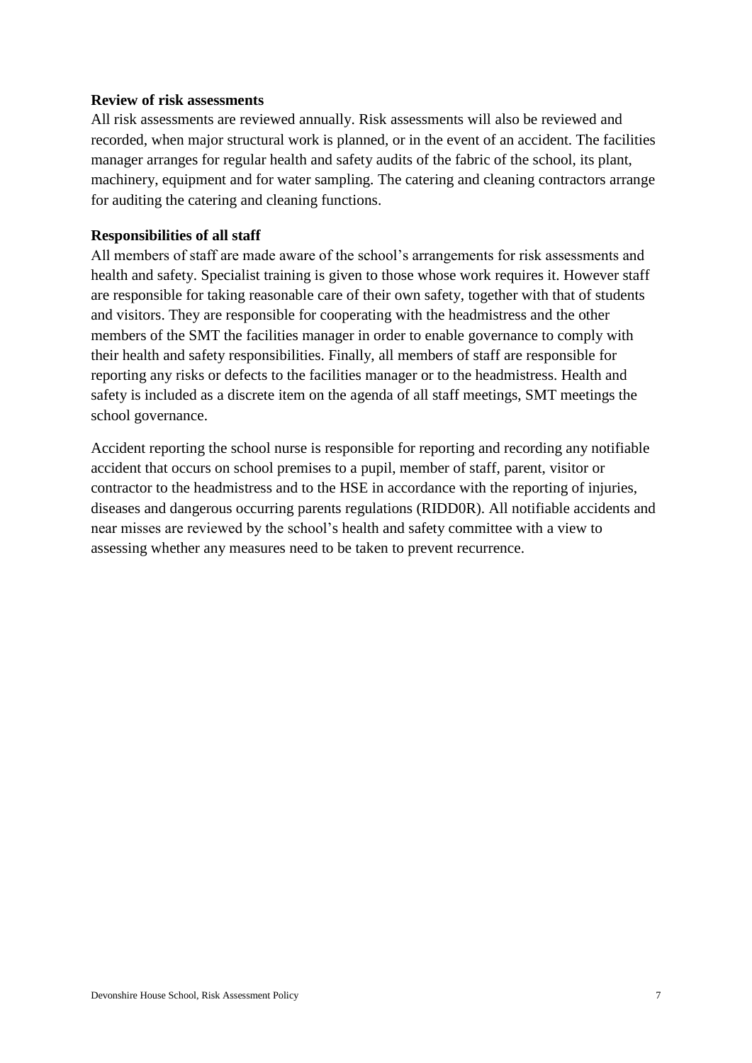**Review of risk assessments**

All risk assessments are reviewed annually. Risk assessments will also be reviewed and recorded, when major structural work is planned, or in the event of an accident. The facilities manager arranges for regular health and safety audits of the fabric of the school, its plant, machinery, equipment and for water sampling. The catering and cleaning contractors arrange for auditing the catering and cleaning functions.

**Responsibilities of all staff**

All members of staff are made aware of the school's arrangements for risk assessments and health and safety. Specialist training is given to those whose work requires it. However staff are responsible for taking reasonable care of their own safety, together with that of students and visitors. They are responsible for cooperating with the headmistress and the other members of the SMT the facilities manager in order to enable governance to comply with their health and safety responsibilities. Finally, all members of staff are responsible for reporting any risks or defects to the facilities manager or to the headmistress. Health and safety is included as a discrete item on the agenda of all staff meetings, SMT meetings the school governance.

Accident reporting the school nurse is responsible for reporting and recording any notifiable accident that occurs on school premises to a pupil, member of staff, parent, visitor or contractor to the headmistress and to the HSE in accordance with the reporting of injuries, diseases and dangerous occurring parents regulations (RIDD0R). All notifiable accidents and near misses are reviewed by the school's health and safety committee with a view to assessing whether any measures need to be taken to prevent recurrence.